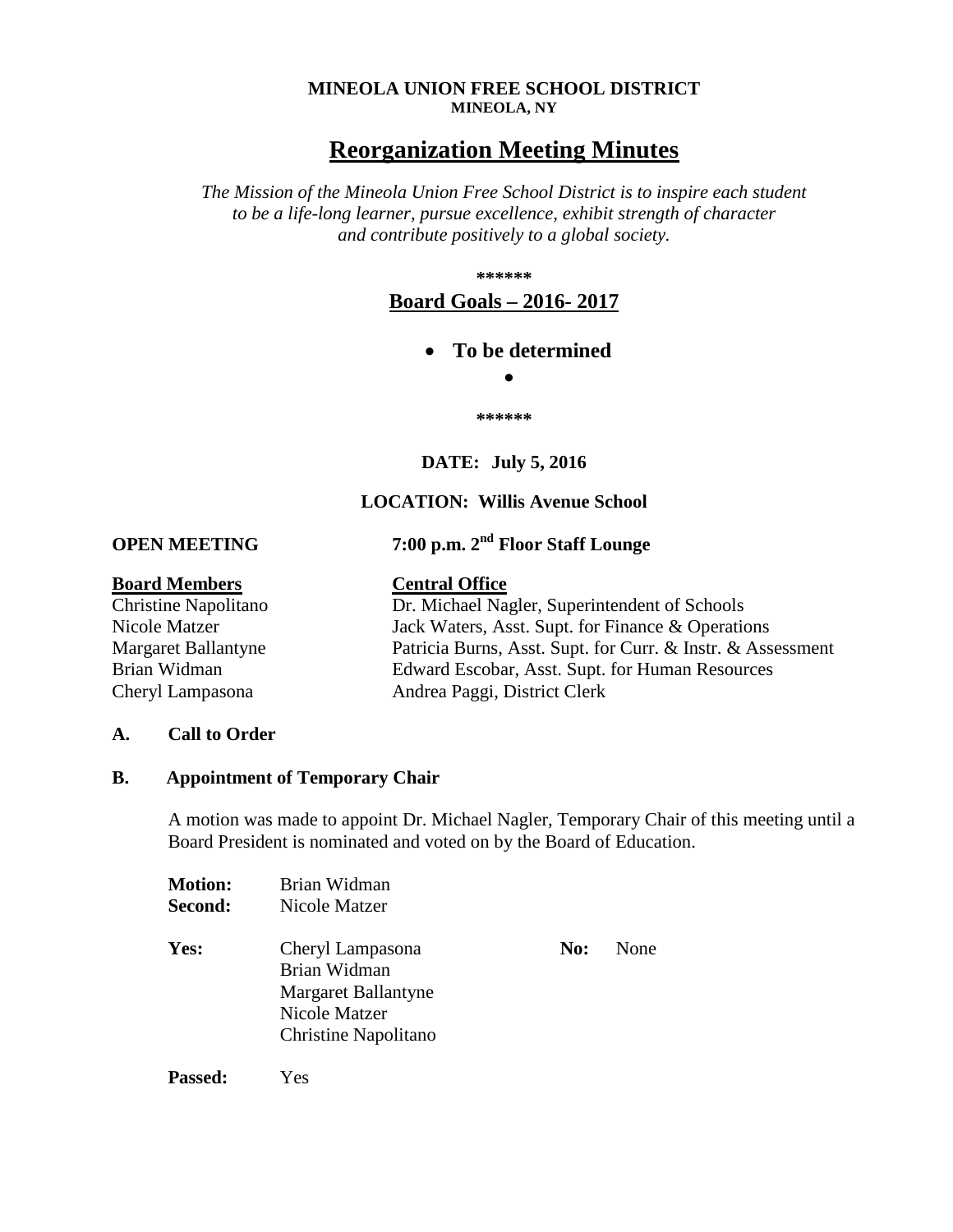**MINEOLA UNION FREE SCHOOL DISTRICT**
**MINEOLA, NY**

# Reorganization Meeting Minutes

*The Mission of the Mineola Union Free School District is to inspire each student to be a life-long learner, pursue excellence, exhibit strength of character and contribute positively to a global society.*

**\*\*\*\*\*\***

## Board Goals – 2016- 2017

- **To be determined**
-

**\*\*\*\*\*\***

**DATE: July 5, 2016**

**LOCATION: Willis Avenue School**

**OPEN MEETING** **7:00 p.m. 2nd Floor Staff Lounge**

| **Board Members** | **Central Office** |
|---|---|
| Christine Napolitano | Dr. Michael Nagler, Superintendent of Schools |
| Nicole Matzer | Jack Waters, Asst. Supt. for Finance & Operations |
| Margaret Ballantyne | Patricia Burns, Asst. Supt. for Curr. & Instr. & Assessment |
| Brian Widman | Edward Escobar, Asst. Supt. for Human Resources |
| Cheryl Lampasona | Andrea Paggi, District Clerk |

### A. Call to Order

### B. Appointment of Temporary Chair

A motion was made to appoint Dr. Michael Nagler, Temporary Chair of this meeting until a Board President is nominated and voted on by the Board of Education.

**Motion:** Brian Widman
**Second:** Nicole Matzer

**Yes:** Cheryl Lampasona, Brian Widman, Margaret Ballantyne, Nicole Matzer, Christine Napolitano

**No:** None

**Passed:** Yes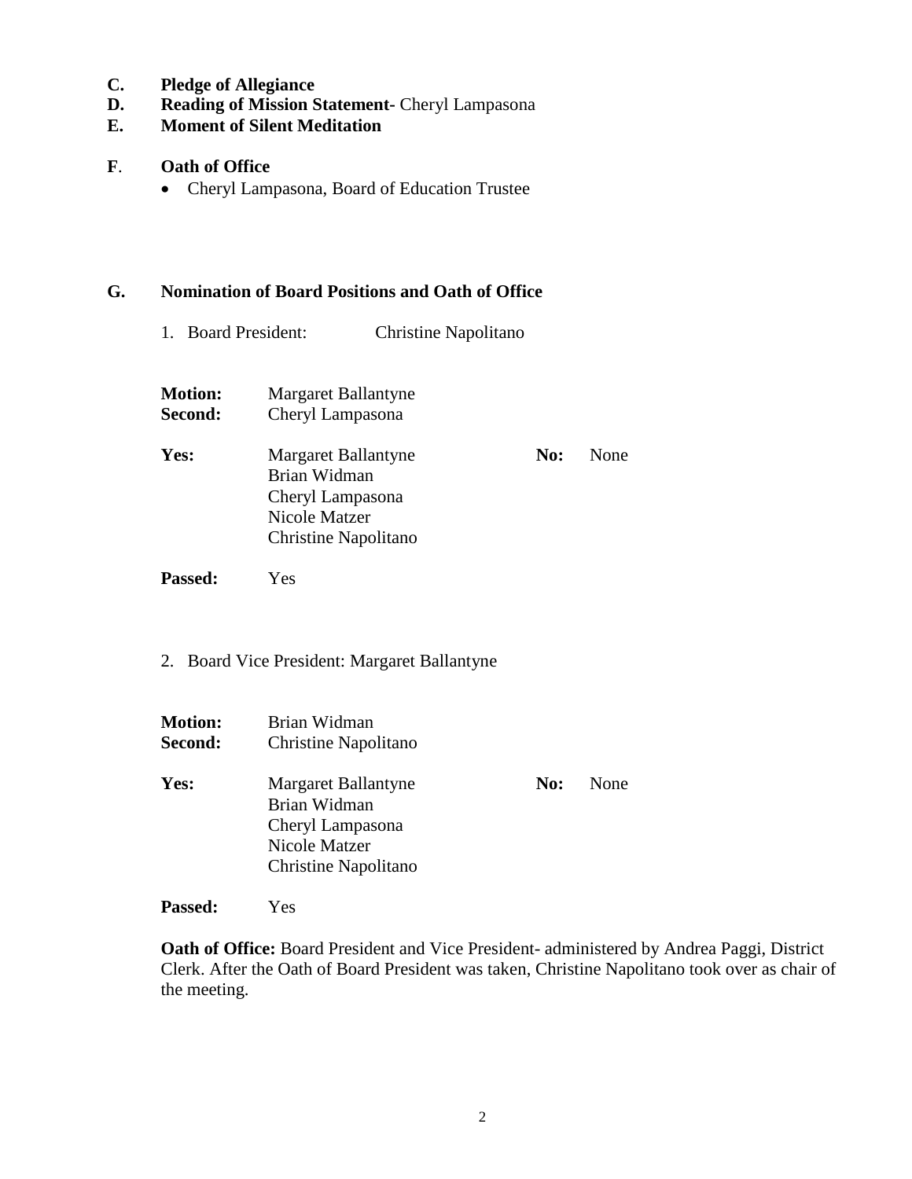**C. Pledge of Allegiance**

**D. Reading of Mission Statement-** Cheryl Lampasona

**E. Moment of Silent Meditation**

**F. Oath of Office**

- Cheryl Lampasona, Board of Education Trustee

**G. Nomination of Board Positions and Oath of Office**

1. Board President: Christine Napolitano

**Motion:** Margaret Ballantyne
**Second:** Cheryl Lampasona

**Yes:** Margaret Ballantyne, Brian Widman, Cheryl Lampasona, Nicole Matzer, Christine Napolitano
**No:** None

**Passed:** Yes

2. Board Vice President: Margaret Ballantyne

**Motion:** Brian Widman
**Second:** Christine Napolitano

**Yes:** Margaret Ballantyne, Brian Widman, Cheryl Lampasona, Nicole Matzer, Christine Napolitano
**No:** None

**Passed:** Yes

**Oath of Office:** Board President and Vice President- administered by Andrea Paggi, District Clerk. After the Oath of Board President was taken, Christine Napolitano took over as chair of the meeting.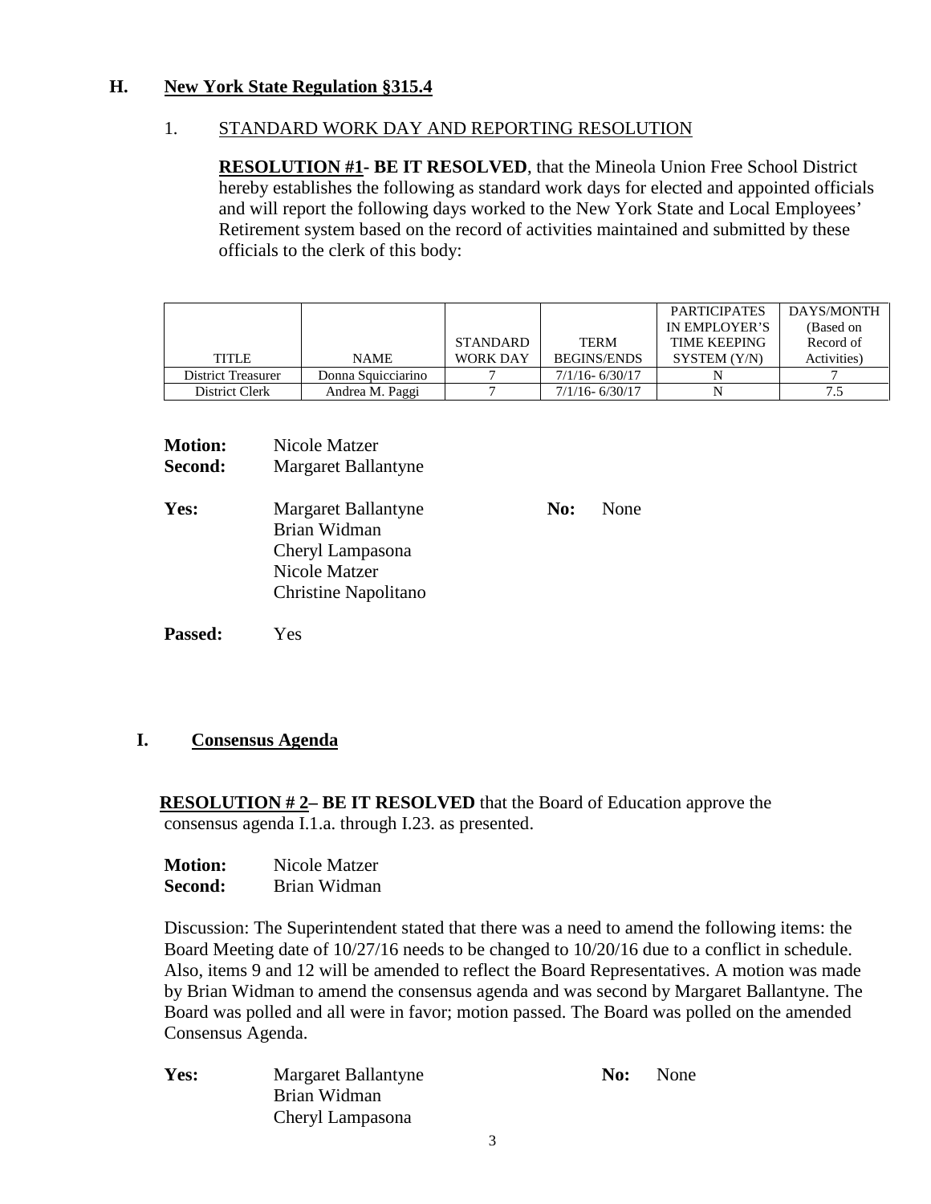## H. New York State Regulation §315.4

### 1. STANDARD WORK DAY AND REPORTING RESOLUTION

**RESOLUTION #1- BE IT RESOLVED**, that the Mineola Union Free School District hereby establishes the following as standard work days for elected and appointed officials and will report the following days worked to the New York State and Local Employees' Retirement system based on the record of activities maintained and submitted by these officials to the clerk of this body:

| TITLE | NAME | STANDARD WORK DAY | TERM BEGINS/ENDS | PARTICIPATES IN EMPLOYER'S TIME KEEPING SYSTEM (Y/N) | DAYS/MONTH (Based on Record of Activities) |
|---|---|---|---|---|---|
| District Treasurer | Donna Squicciarino | 7 | 7/1/16- 6/30/17 | N | 7 |
| District Clerk | Andrea M. Paggi | 7 | 7/1/16- 6/30/17 | N | 7.5 |

**Motion:** Nicole Matzer
**Second:** Margaret Ballantyne

**Yes:** Margaret Ballantyne
Brian Widman
Cheryl Lampasona
Nicole Matzer
Christine Napolitano

**No:** None

**Passed:** Yes

## I. Consensus Agenda

**RESOLUTION # 2– BE IT RESOLVED** that the Board of Education approve the consensus agenda I.1.a. through I.23. as presented.

**Motion:** Nicole Matzer
**Second:** Brian Widman

Discussion: The Superintendent stated that there was a need to amend the following items: the Board Meeting date of 10/27/16 needs to be changed to 10/20/16 due to a conflict in schedule. Also, items 9 and 12 will be amended to reflect the Board Representatives. A motion was made by Brian Widman to amend the consensus agenda and was second by Margaret Ballantyne. The Board was polled and all were in favor; motion passed. The Board was polled on the amended Consensus Agenda.

**Yes:** Margaret Ballantyne
Brian Widman
Cheryl Lampasona

**No:** None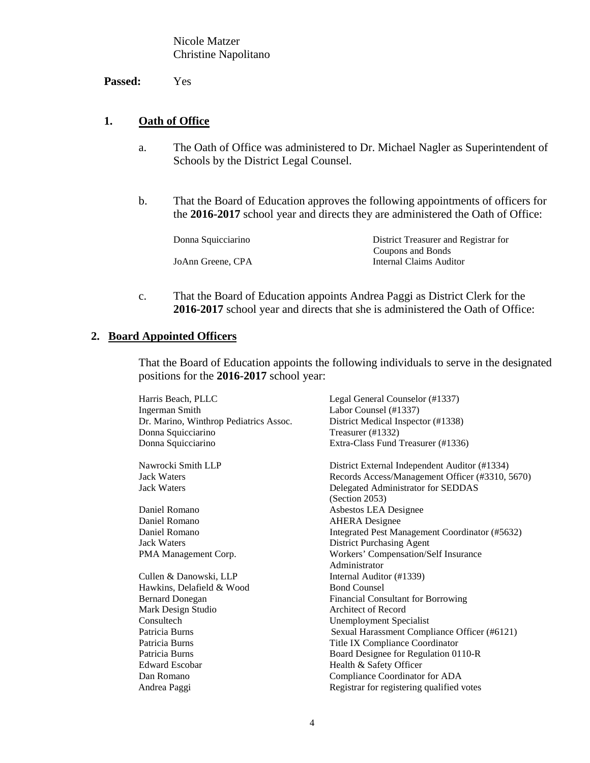Nicole Matzer
Christine Napolitano

**Passed:** Yes

## 1. Oath of Office

a. The Oath of Office was administered to Dr. Michael Nagler as Superintendent of Schools by the District Legal Counsel.

b. That the Board of Education approves the following appointments of officers for the **2016-2017** school year and directs they are administered the Oath of Office:

| | |
|---|---|
| Donna Squicciarino | District Treasurer and Registrar for Coupons and Bonds |
| JoAnn Greene, CPA | Internal Claims Auditor |

c. That the Board of Education appoints Andrea Paggi as District Clerk for the **2016-2017** school year and directs that she is administered the Oath of Office:

## 2. Board Appointed Officers

That the Board of Education appoints the following individuals to serve in the designated positions for the **2016-2017** school year:

| | |
|---|---|
| Harris Beach, PLLC | Legal General Counselor (#1337) |
| Ingerman Smith | Labor Counsel (#1337) |
| Dr. Marino, Winthrop Pediatrics Assoc. | District Medical Inspector (#1338) |
| Donna Squicciarino | Treasurer (#1332) |
| Donna Squicciarino | Extra-Class Fund Treasurer (#1336) |
| Nawrocki Smith LLP | District External Independent Auditor (#1334) |
| Jack Waters | Records Access/Management Officer (#3310, 5670) |
| Jack Waters | Delegated Administrator for SEDDAS (Section 2053) |
| Daniel Romano | Asbestos LEA Designee |
| Daniel Romano | AHERA Designee |
| Daniel Romano | Integrated Pest Management Coordinator (#5632) |
| Jack Waters | District Purchasing Agent |
| PMA Management Corp. | Workers' Compensation/Self Insurance Administrator |
| Cullen & Danowski, LLP | Internal Auditor (#1339) |
| Hawkins, Delafield & Wood | Bond Counsel |
| Bernard Donegan | Financial Consultant for Borrowing |
| Mark Design Studio | Architect of Record |
| Consultech | Unemployment Specialist |
| Patricia Burns | Sexual Harassment Compliance Officer (#6121) |
| Patricia Burns | Title IX Compliance Coordinator |
| Patricia Burns | Board Designee for Regulation 0110-R |
| Edward Escobar | Health & Safety Officer |
| Dan Romano | Compliance Coordinator for ADA |
| Andrea Paggi | Registrar for registering qualified votes |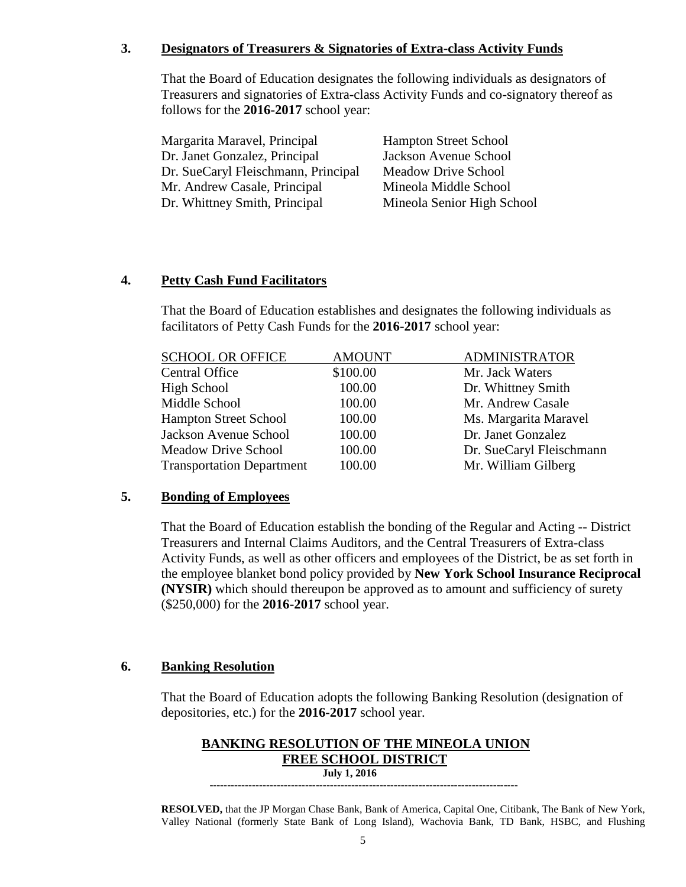### 3. **Designators of Treasurers & Signatories of Extra-class Activity Funds**

That the Board of Education designates the following individuals as designators of Treasurers and signatories of Extra-class Activity Funds and co-signatory thereof as follows for the **2016-2017** school year:

| | |
|---|---|
| Margarita Maravel, Principal | Hampton Street School |
| Dr. Janet Gonzalez, Principal | Jackson Avenue School |
| Dr. SueCaryl Fleischmann, Principal | Meadow Drive School |
| Mr. Andrew Casale, Principal | Mineola Middle School |
| Dr. Whittney Smith, Principal | Mineola Senior High School |

### 4. **Petty Cash Fund Facilitators**

That the Board of Education establishes and designates the following individuals as facilitators of Petty Cash Funds for the **2016-2017** school year:

| SCHOOL OR OFFICE | AMOUNT | ADMINISTRATOR |
|---|---|---|
| Central Office | \$100.00 | Mr. Jack Waters |
| High School | 100.00 | Dr. Whittney Smith |
| Middle School | 100.00 | Mr. Andrew Casale |
| Hampton Street School | 100.00 | Ms. Margarita Maravel |
| Jackson Avenue School | 100.00 | Dr. Janet Gonzalez |
| Meadow Drive School | 100.00 | Dr. SueCaryl Fleischmann |
| Transportation Department | 100.00 | Mr. William Gilberg |

### 5. **Bonding of Employees**

That the Board of Education establish the bonding of the Regular and Acting -- District Treasurers and Internal Claims Auditors, and the Central Treasurers of Extra-class Activity Funds, as well as other officers and employees of the District, be as set forth in the employee blanket bond policy provided by **New York School Insurance Reciprocal (NYSIR)** which should thereupon be approved as to amount and sufficiency of surety (\$250,000) for the **2016-2017** school year.

### 6. **Banking Resolution**

That the Board of Education adopts the following Banking Resolution (designation of depositories, etc.) for the **2016-2017** school year.

**BANKING RESOLUTION OF THE MINEOLA UNION FREE SCHOOL DISTRICT**

**July 1, 2016**

---

**RESOLVED,** that the JP Morgan Chase Bank, Bank of America, Capital One, Citibank, The Bank of New York, Valley National (formerly State Bank of Long Island), Wachovia Bank, TD Bank, HSBC, and Flushing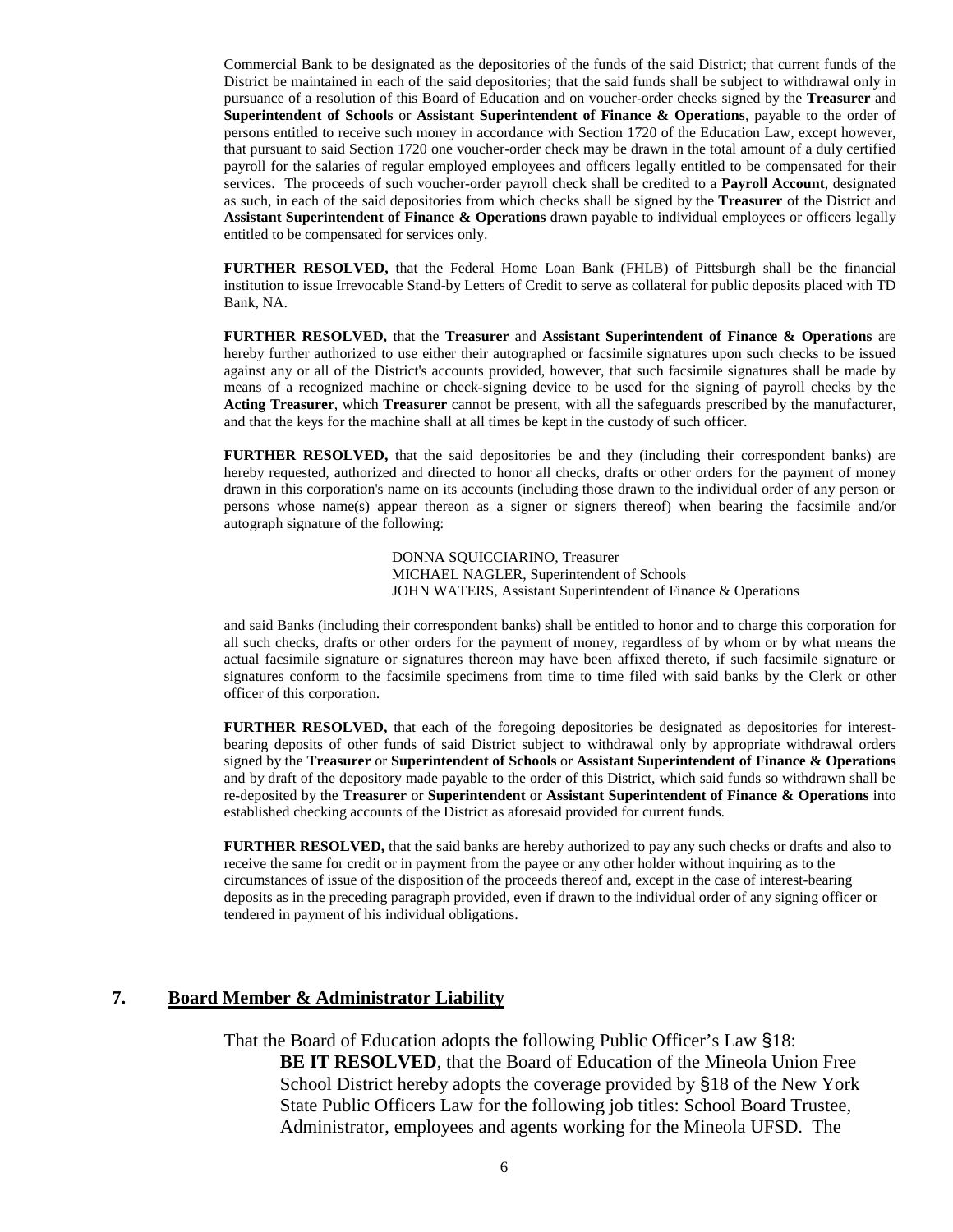Commercial Bank to be designated as the depositories of the funds of the said District; that current funds of the District be maintained in each of the said depositories; that the said funds shall be subject to withdrawal only in pursuance of a resolution of this Board of Education and on voucher-order checks signed by the **Treasurer** and **Superintendent of Schools** or **Assistant Superintendent of Finance & Operations**, payable to the order of persons entitled to receive such money in accordance with Section 1720 of the Education Law, except however, that pursuant to said Section 1720 one voucher-order check may be drawn in the total amount of a duly certified payroll for the salaries of regular employed employees and officers legally entitled to be compensated for their services. The proceeds of such voucher-order payroll check shall be credited to a **Payroll Account**, designated as such, in each of the said depositories from which checks shall be signed by the **Treasurer** of the District and **Assistant Superintendent of Finance & Operations** drawn payable to individual employees or officers legally entitled to be compensated for services only.

**FURTHER RESOLVED,** that the Federal Home Loan Bank (FHLB) of Pittsburgh shall be the financial institution to issue Irrevocable Stand-by Letters of Credit to serve as collateral for public deposits placed with TD Bank, NA.

**FURTHER RESOLVED,** that the **Treasurer** and **Assistant Superintendent of Finance & Operations** are hereby further authorized to use either their autographed or facsimile signatures upon such checks to be issued against any or all of the District's accounts provided, however, that such facsimile signatures shall be made by means of a recognized machine or check-signing device to be used for the signing of payroll checks by the **Acting Treasurer**, which **Treasurer** cannot be present, with all the safeguards prescribed by the manufacturer, and that the keys for the machine shall at all times be kept in the custody of such officer.

**FURTHER RESOLVED,** that the said depositories be and they (including their correspondent banks) are hereby requested, authorized and directed to honor all checks, drafts or other orders for the payment of money drawn in this corporation's name on its accounts (including those drawn to the individual order of any person or persons whose name(s) appear thereon as a signer or signers thereof) when bearing the facsimile and/or autograph signature of the following:

DONNA SQUICCIARINO, Treasurer
MICHAEL NAGLER, Superintendent of Schools
JOHN WATERS, Assistant Superintendent of Finance & Operations

and said Banks (including their correspondent banks) shall be entitled to honor and to charge this corporation for all such checks, drafts or other orders for the payment of money, regardless of by whom or by what means the actual facsimile signature or signatures thereon may have been affixed thereto, if such facsimile signature or signatures conform to the facsimile specimens from time to time filed with said banks by the Clerk or other officer of this corporation.

**FURTHER RESOLVED,** that each of the foregoing depositories be designated as depositories for interest-bearing deposits of other funds of said District subject to withdrawal only by appropriate withdrawal orders signed by the **Treasurer** or **Superintendent of Schools** or **Assistant Superintendent of Finance & Operations** and by draft of the depository made payable to the order of this District, which said funds so withdrawn shall be re-deposited by the **Treasurer** or **Superintendent** or **Assistant Superintendent of Finance & Operations** into established checking accounts of the District as aforesaid provided for current funds.

**FURTHER RESOLVED,** that the said banks are hereby authorized to pay any such checks or drafts and also to receive the same for credit or in payment from the payee or any other holder without inquiring as to the circumstances of issue of the disposition of the proceeds thereof and, except in the case of interest-bearing deposits as in the preceding paragraph provided, even if drawn to the individual order of any signing officer or tendered in payment of his individual obligations.

## 7. Board Member & Administrator Liability

That the Board of Education adopts the following Public Officer's Law §18:

**BE IT RESOLVED**, that the Board of Education of the Mineola Union Free School District hereby adopts the coverage provided by §18 of the New York State Public Officers Law for the following job titles: School Board Trustee, Administrator, employees and agents working for the Mineola UFSD. The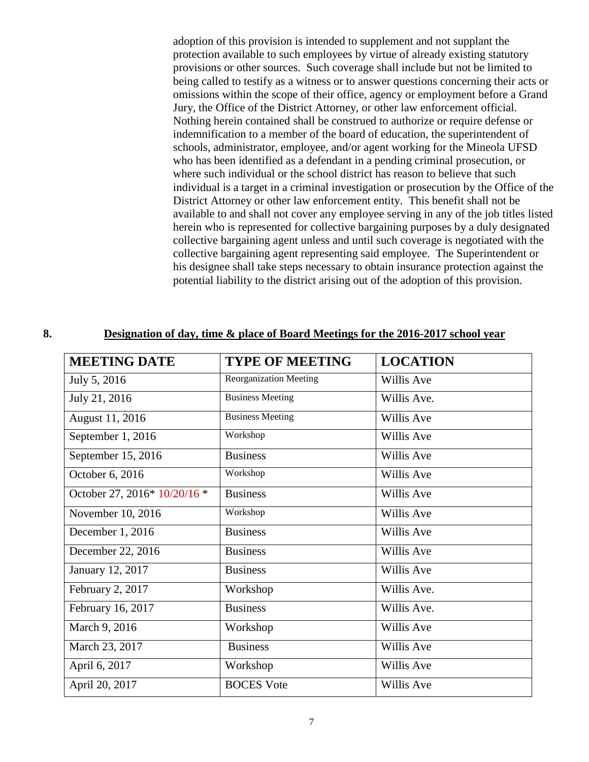adoption of this provision is intended to supplement and not supplant the protection available to such employees by virtue of already existing statutory provisions or other sources. Such coverage shall include but not be limited to being called to testify as a witness or to answer questions concerning their acts or omissions within the scope of their office, agency or employment before a Grand Jury, the Office of the District Attorney, or other law enforcement official. Nothing herein contained shall be construed to authorize or require defense or indemnification to a member of the board of education, the superintendent of schools, administrator, employee, and/or agent working for the Mineola UFSD who has been identified as a defendant in a pending criminal prosecution, or where such individual or the school district has reason to believe that such individual is a target in a criminal investigation or prosecution by the Office of the District Attorney or other law enforcement entity. This benefit shall not be available to and shall not cover any employee serving in any of the job titles listed herein who is represented for collective bargaining purposes by a duly designated collective bargaining agent unless and until such coverage is negotiated with the collective bargaining agent representing said employee. The Superintendent or his designee shall take steps necessary to obtain insurance protection against the potential liability to the district arising out of the adoption of this provision.

**8. <u>Designation of day, time & place of Board Meetings for the 2016-2017 school year</u>**

| MEETING DATE | TYPE OF MEETING | LOCATION |
|---|---|---|
| July 5, 2016 | Reorganization Meeting | Willis Ave |
| July 21, 2016 | Business Meeting | Willis Ave. |
| August 11, 2016 | Business Meeting | Willis Ave |
| September 1, 2016 | Workshop | Willis Ave |
| September 15, 2016 | Business | Willis Ave |
| October 6, 2016 | Workshop | Willis Ave |
| October 27, 2016* 10/20/16 * | Business | Willis Ave |
| November 10, 2016 | Workshop | Willis Ave |
| December 1, 2016 | Business | Willis Ave |
| December 22, 2016 | Business | Willis Ave |
| January 12, 2017 | Business | Willis Ave |
| February 2, 2017 | Workshop | Willis Ave. |
| February 16, 2017 | Business | Willis Ave. |
| March 9, 2016 | Workshop | Willis Ave |
| March 23, 2017 | Business | Willis Ave |
| April 6, 2017 | Workshop | Willis Ave |
| April 20, 2017 | BOCES Vote | Willis Ave |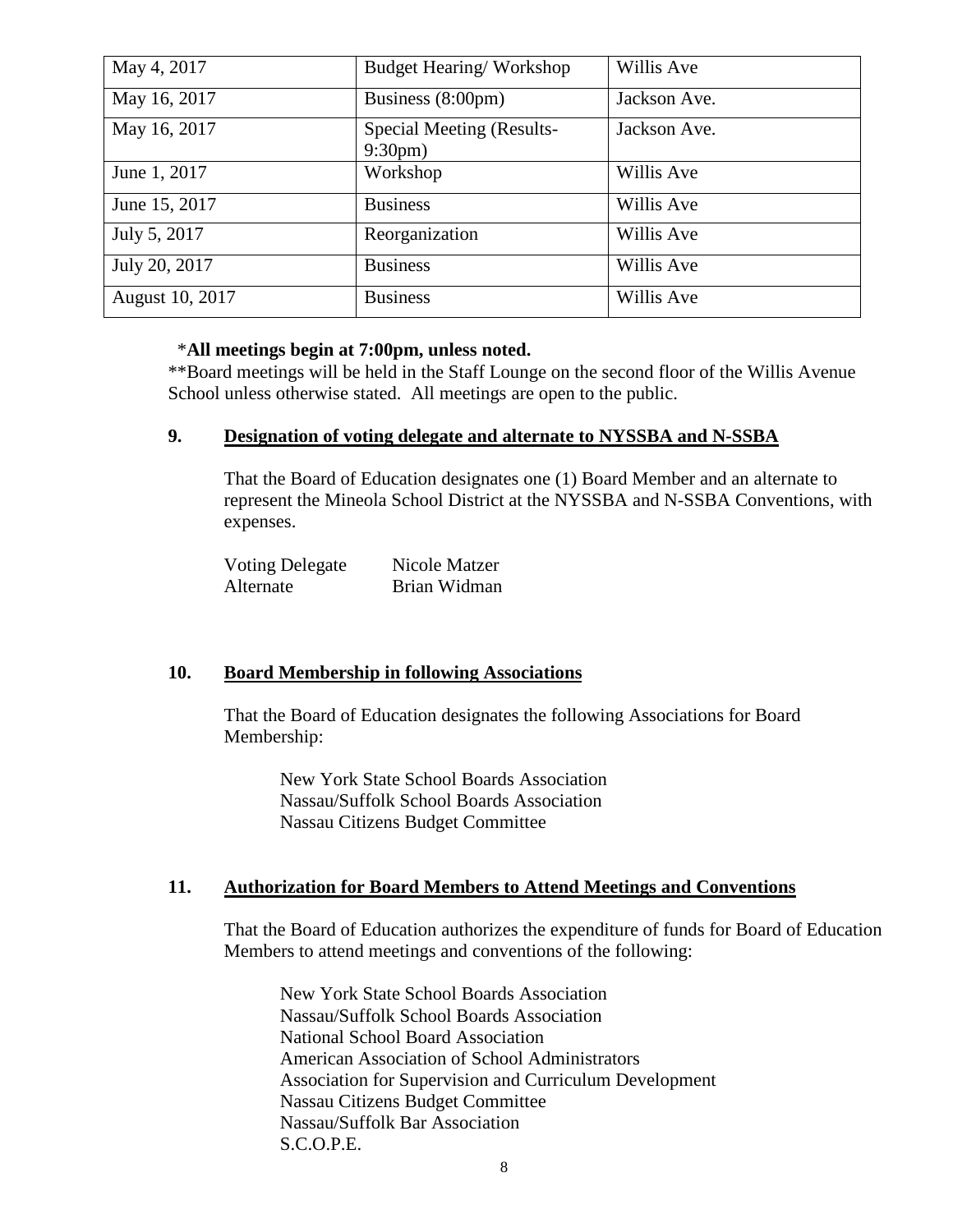| May 4, 2017 | Budget Hearing/ Workshop | Willis Ave |
|---|---|---|
| May 16, 2017 | Business (8:00pm) | Jackson Ave. |
| May 16, 2017 | Special Meeting (Results- 9:30pm) | Jackson Ave. |
| June 1, 2017 | Workshop | Willis Ave |
| June 15, 2017 | Business | Willis Ave |
| July 5, 2017 | Reorganization | Willis Ave |
| July 20, 2017 | Business | Willis Ave |
| August 10, 2017 | Business | Willis Ave |

*__All meetings begin at 7:00pm, unless noted.__

**Board meetings will be held in the Staff Lounge on the second floor of the Willis Avenue School unless otherwise stated. All meetings are open to the public.

## 9. Designation of voting delegate and alternate to NYSSBA and N-SSBA

That the Board of Education designates one (1) Board Member and an alternate to represent the Mineola School District at the NYSSBA and N-SSBA Conventions, with expenses.

Voting Delegate Nicole Matzer
Alternate Brian Widman

## 10. Board Membership in following Associations

That the Board of Education designates the following Associations for Board Membership:

New York State School Boards Association
Nassau/Suffolk School Boards Association
Nassau Citizens Budget Committee

## 11. Authorization for Board Members to Attend Meetings and Conventions

That the Board of Education authorizes the expenditure of funds for Board of Education Members to attend meetings and conventions of the following:

New York State School Boards Association
Nassau/Suffolk School Boards Association
National School Board Association
American Association of School Administrators
Association for Supervision and Curriculum Development
Nassau Citizens Budget Committee
Nassau/Suffolk Bar Association
S.C.O.P.E.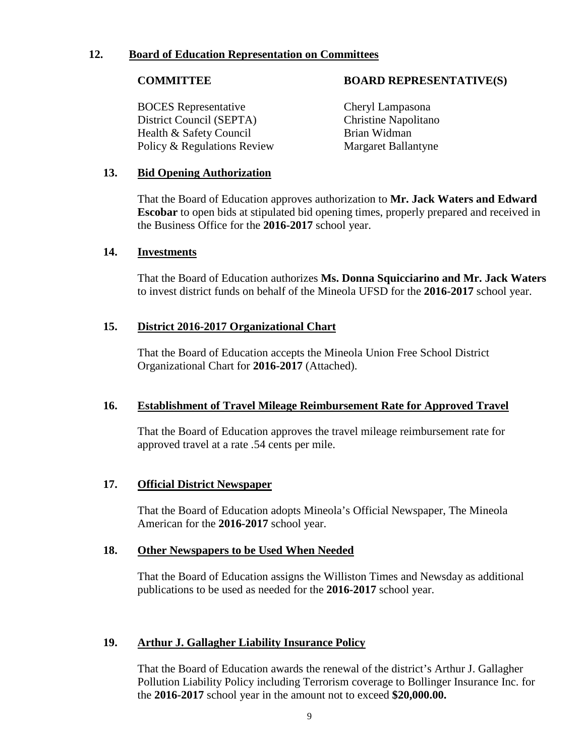**12. Board of Education Representation on Committees**

| COMMITTEE | BOARD REPRESENTATIVE(S) |
|---|---|
| BOCES Representative | Cheryl Lampasona |
| District Council (SEPTA) | Christine Napolitano |
| Health & Safety Council | Brian Widman |
| Policy & Regulations Review | Margaret Ballantyne |

**13. Bid Opening Authorization**

That the Board of Education approves authorization to **Mr. Jack Waters and Edward Escobar** to open bids at stipulated bid opening times, properly prepared and received in the Business Office for the **2016-2017** school year.

**14. Investments**

That the Board of Education authorizes **Ms. Donna Squicciarino and Mr. Jack Waters** to invest district funds on behalf of the Mineola UFSD for the **2016-2017** school year.

**15. District 2016-2017 Organizational Chart**

That the Board of Education accepts the Mineola Union Free School District Organizational Chart for **2016-2017** (Attached).

**16. Establishment of Travel Mileage Reimbursement Rate for Approved Travel**

That the Board of Education approves the travel mileage reimbursement rate for approved travel at a rate .54 cents per mile.

**17. Official District Newspaper**

That the Board of Education adopts Mineola's Official Newspaper, The Mineola American for the **2016-2017** school year.

**18. Other Newspapers to be Used When Needed**

That the Board of Education assigns the Williston Times and Newsday as additional publications to be used as needed for the **2016-2017** school year.

**19. Arthur J. Gallagher Liability Insurance Policy**

That the Board of Education awards the renewal of the district's Arthur J. Gallagher Pollution Liability Policy including Terrorism coverage to Bollinger Insurance Inc. for the **2016-2017** school year in the amount not to exceed **$20,000.00.**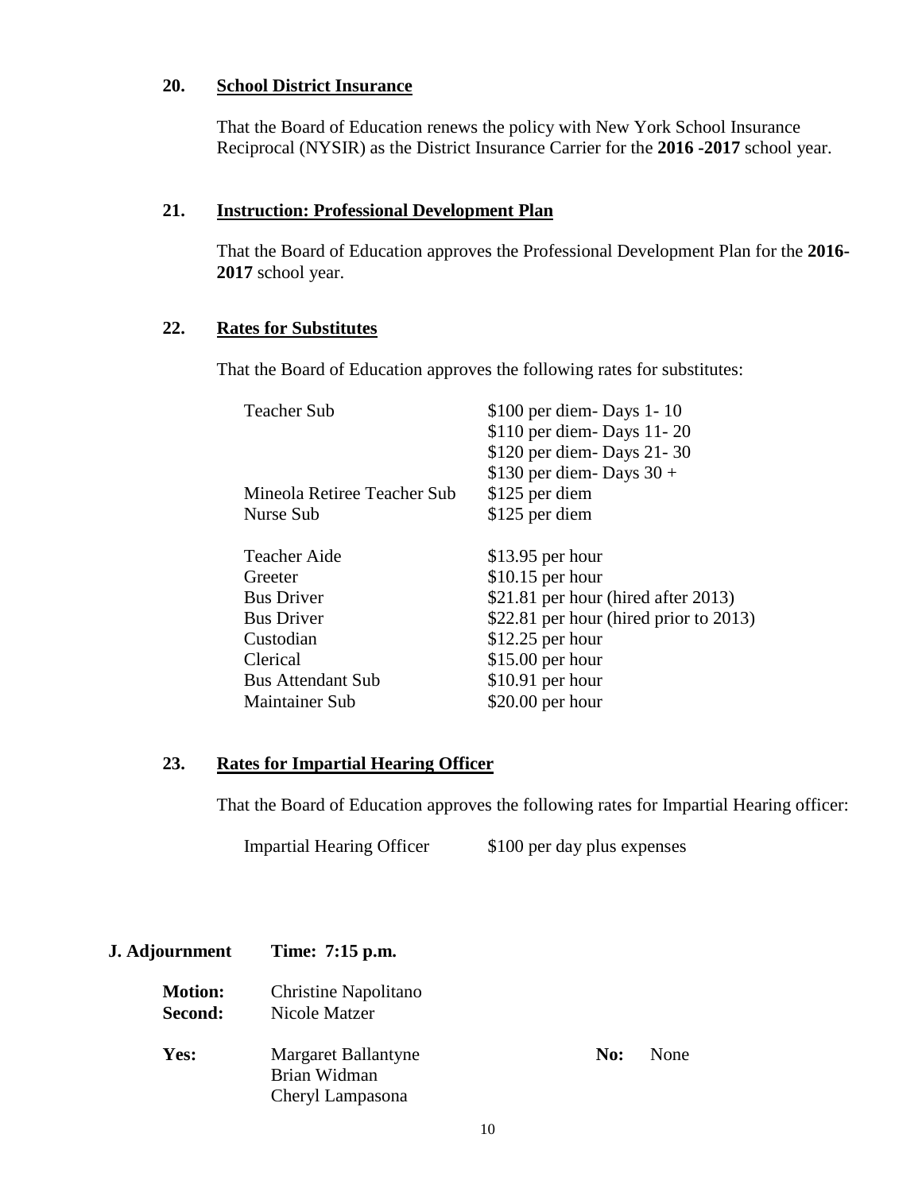**20. <u>School District Insurance</u>**

That the Board of Education renews the policy with New York School Insurance Reciprocal (NYSIR) as the District Insurance Carrier for the **2016 -2017** school year.

**21. <u>Instruction: Professional Development Plan</u>**

That the Board of Education approves the Professional Development Plan for the **2016-2017** school year.

**22. <u>Rates for Substitutes</u>**

That the Board of Education approves the following rates for substitutes:

| | |
|---|---|
| Teacher Sub | $100 per diem- Days 1- 10 |
| | $110 per diem- Days 11- 20 |
| | $120 per diem- Days 21- 30 |
| | $130 per diem- Days 30 + |
| Mineola Retiree Teacher Sub | $125 per diem |
| Nurse Sub | $125 per diem |
| Teacher Aide | $13.95 per hour |
| Greeter | $10.15 per hour |
| Bus Driver | $21.81 per hour (hired after 2013) |
| Bus Driver | $22.81 per hour (hired prior to 2013) |
| Custodian | $12.25 per hour |
| Clerical | $15.00 per hour |
| Bus Attendant Sub | $10.91 per hour |
| Maintainer Sub | $20.00 per hour |

**23. <u>Rates for Impartial Hearing Officer</u>**

That the Board of Education approves the following rates for Impartial Hearing officer:

Impartial Hearing Officer — $100 per day plus expenses

**J. Adjournment** **Time: 7:15 p.m.**

**Motion:** Christine Napolitano
**Second:** Nicole Matzer

**Yes:** Margaret Ballantyne
Brian Widman
Cheryl Lampasona

**No:** None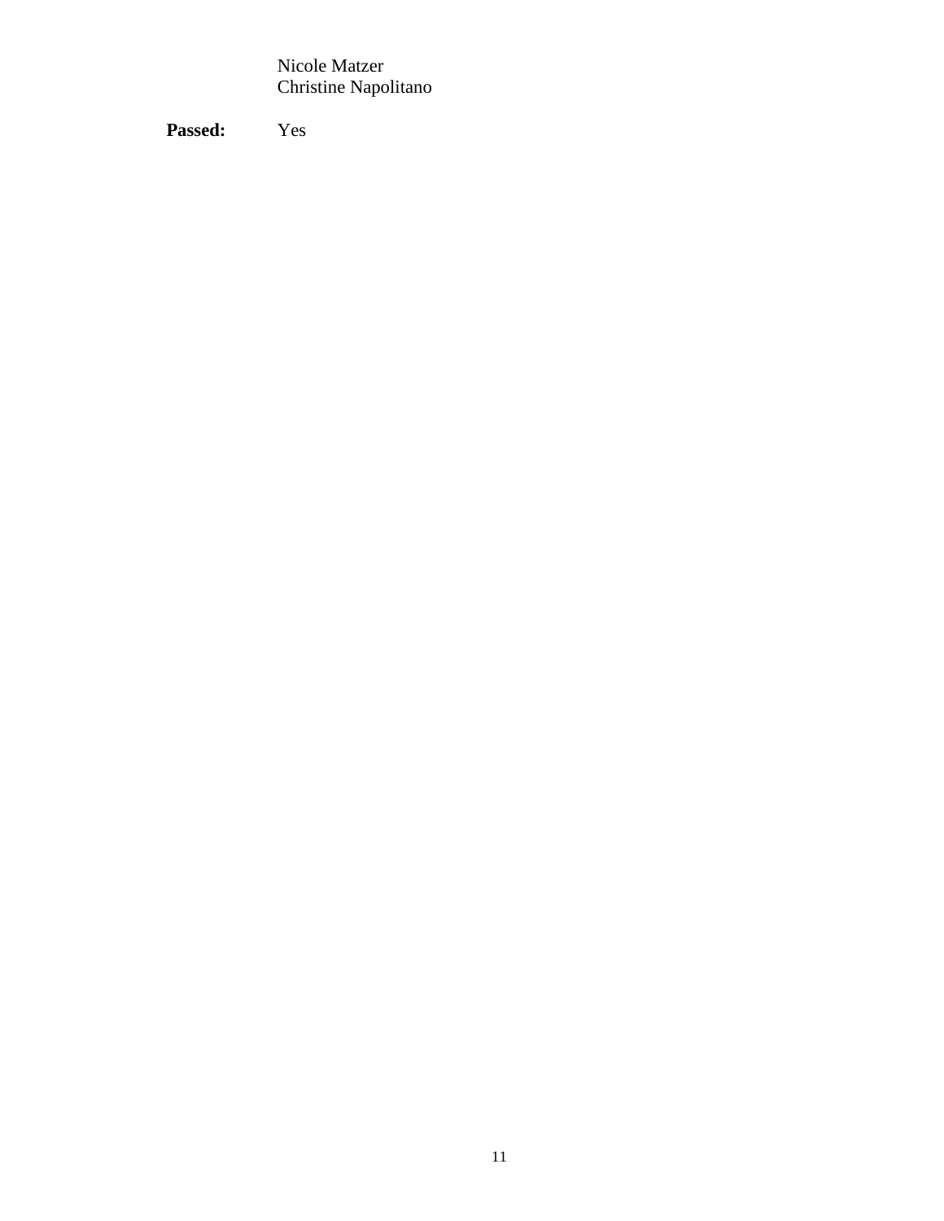Nicole Matzer
Christine Napolitano

**Passed:** Yes